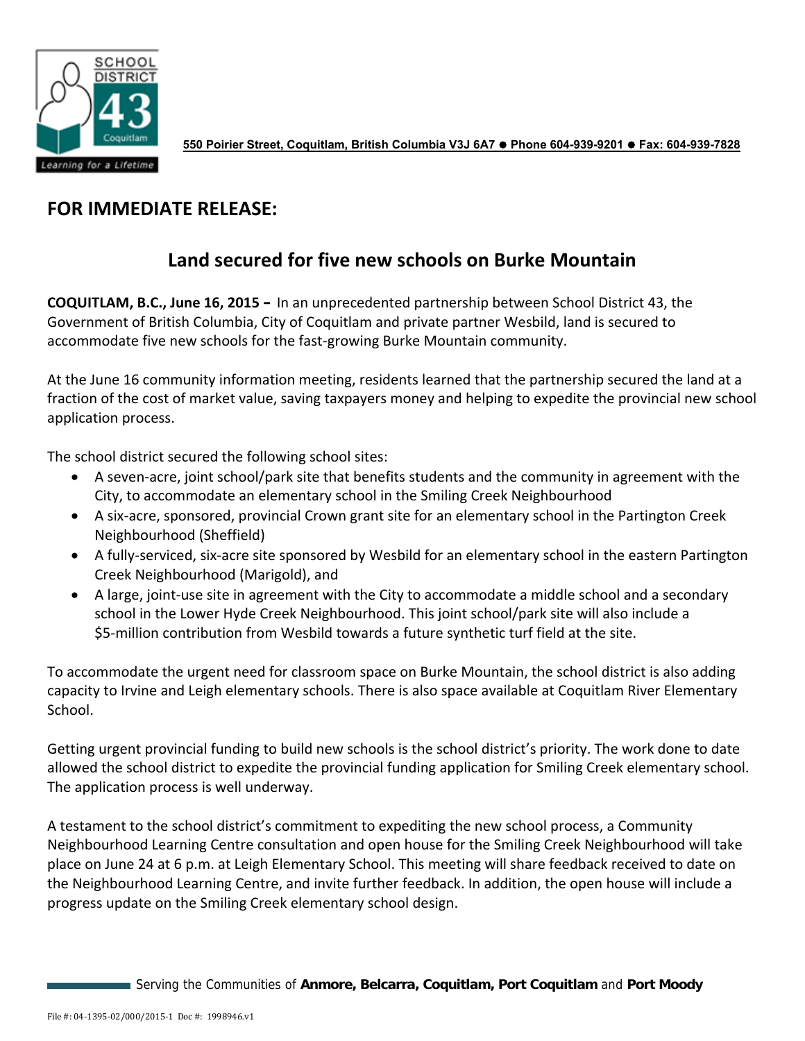550 Poirier Street, Coquitlam, British Columbia V3J 6A7 ● Phone 604-939-9201 ● Fax: 604-939-7828

## FOR IMMEDIATE RELEASE:

# Land secured for five new schools on Burke Mountain

**COQUITLAM, B.C., June 16, 2015 –** In an unprecedented partnership between School District 43, the Government of British Columbia, City of Coquitlam and private partner Wesbild, land is secured to accommodate five new schools for the fast-growing Burke Mountain community.

At the June 16 community information meeting, residents learned that the partnership secured the land at a fraction of the cost of market value, saving taxpayers money and helping to expedite the provincial new school application process.

The school district secured the following school sites:

- A seven-acre, joint school/park site that benefits students and the community in agreement with the City, to accommodate an elementary school in the Smiling Creek Neighbourhood
- A six-acre, sponsored, provincial Crown grant site for an elementary school in the Partington Creek Neighbourhood (Sheffield)
- A fully-serviced, six-acre site sponsored by Wesbild for an elementary school in the eastern Partington Creek Neighbourhood (Marigold), and
- A large, joint-use site in agreement with the City to accommodate a middle school and a secondary school in the Lower Hyde Creek Neighbourhood. This joint school/park site will also include a $5-million contribution from Wesbild towards a future synthetic turf field at the site.

To accommodate the urgent need for classroom space on Burke Mountain, the school district is also adding capacity to Irvine and Leigh elementary schools. There is also space available at Coquitlam River Elementary School.

Getting urgent provincial funding to build new schools is the school district's priority. The work done to date allowed the school district to expedite the provincial funding application for Smiling Creek elementary school. The application process is well underway.

A testament to the school district's commitment to expediting the new school process, a Community Neighbourhood Learning Centre consultation and open house for the Smiling Creek Neighbourhood will take place on June 24 at 6 p.m. at Leigh Elementary School. This meeting will share feedback received to date on the Neighbourhood Learning Centre, and invite further feedback. In addition, the open house will include a progress update on the Smiling Creek elementary school design.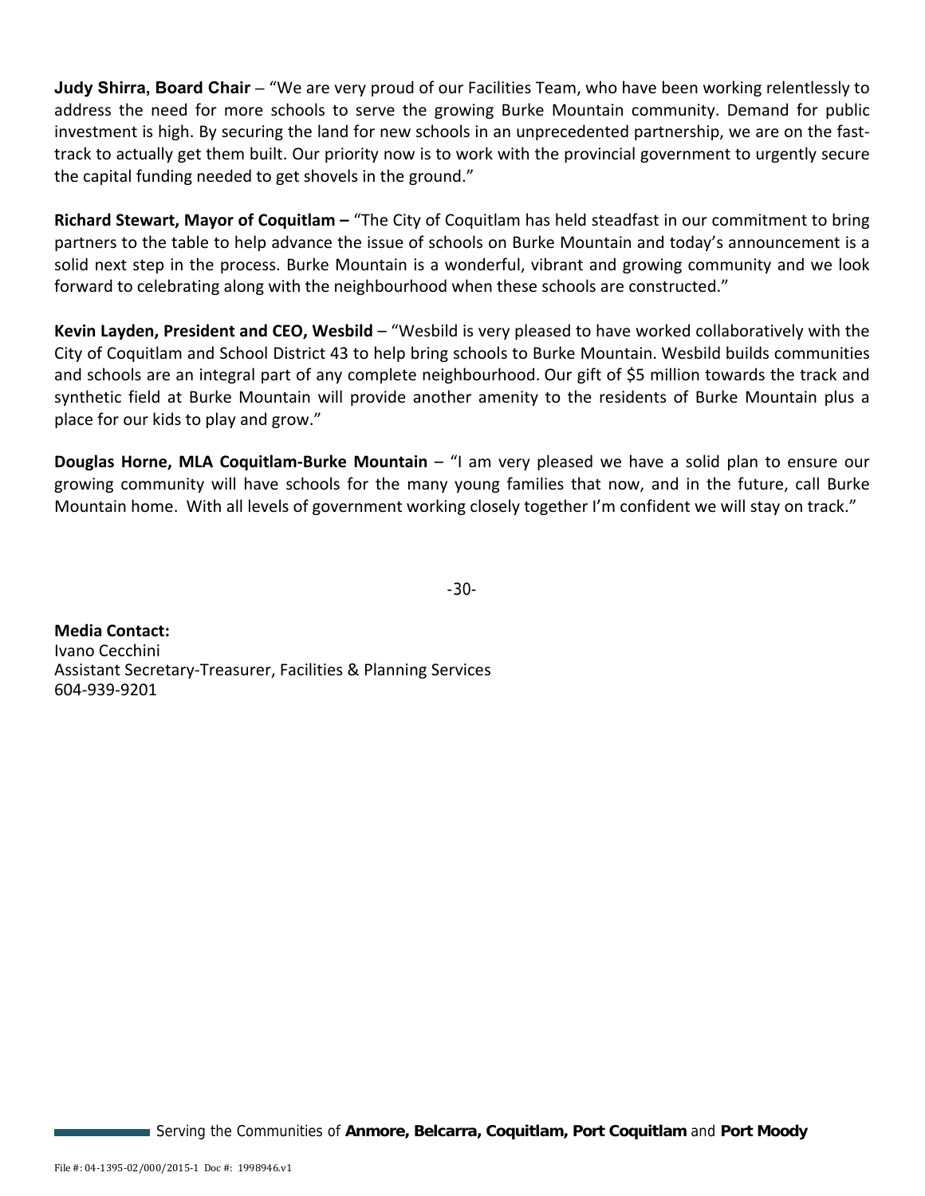**Judy Shirra, Board Chair** – "We are very proud of our Facilities Team, who have been working relentlessly to address the need for more schools to serve the growing Burke Mountain community. Demand for public investment is high. By securing the land for new schools in an unprecedented partnership, we are on the fast-track to actually get them built. Our priority now is to work with the provincial government to urgently secure the capital funding needed to get shovels in the ground."

**Richard Stewart, Mayor of Coquitlam –** "The City of Coquitlam has held steadfast in our commitment to bring partners to the table to help advance the issue of schools on Burke Mountain and today's announcement is a solid next step in the process. Burke Mountain is a wonderful, vibrant and growing community and we look forward to celebrating along with the neighbourhood when these schools are constructed."

**Kevin Layden, President and CEO, Wesbild** – "Wesbild is very pleased to have worked collaboratively with the City of Coquitlam and School District 43 to help bring schools to Burke Mountain. Wesbild builds communities and schools are an integral part of any complete neighbourhood. Our gift of $5 million towards the track and synthetic field at Burke Mountain will provide another amenity to the residents of Burke Mountain plus a place for our kids to play and grow."

**Douglas Horne, MLA Coquitlam-Burke Mountain** – "I am very pleased we have a solid plan to ensure our growing community will have schools for the many young families that now, and in the future, call Burke Mountain home. With all levels of government working closely together I'm confident we will stay on track."

-30-

**Media Contact:**
Ivano Cecchini
Assistant Secretary-Treasurer, Facilities & Planning Services
604-939-9201

Serving the Communities of **Anmore, Belcarra, Coquitlam, Port Coquitlam** and **Port Moody**

File #: 04-1395-02/000/2015-1 Doc #: 1998946.v1